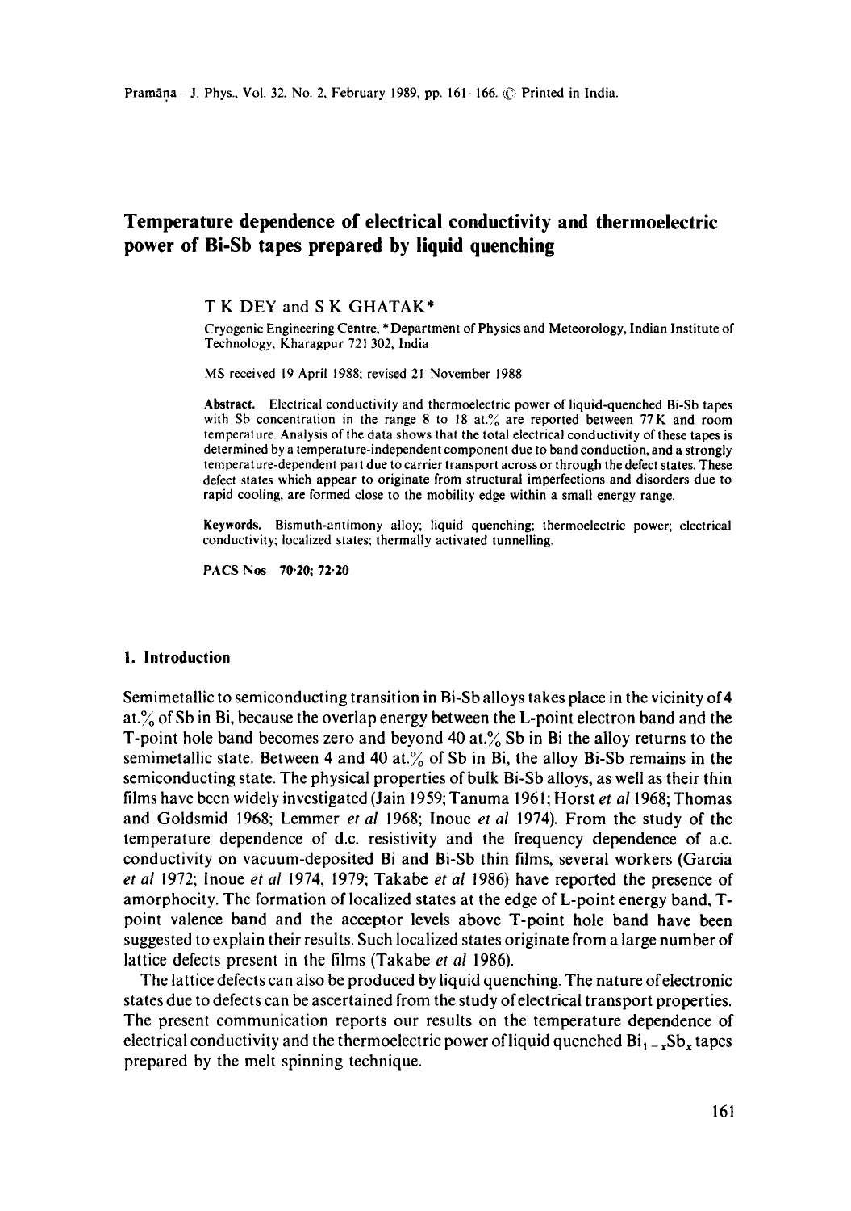# Temperature dependence of electrical conductivity and thermoelectric power of Bi-Sb tapes prepared by liquid quenching

T K DEY and S K GHATAK*

Cryogenic Engineering Centre, *Department of Physics and Meteorology, Indian Institute of Technology, Kharagpur 721 302, India

MS received 19 April 1988; revised 21 November 1988

**Abstract.** Electrical conductivity and thermoelectric power of liquid-quenched Bi-Sb tapes with Sb concentration in the range 8 to 18 at.% are reported between 77 K and room temperature. Analysis of the data shows that the total electrical conductivity of these tapes is determined by a temperature-independent component due to band conduction, and a strongly temperature-dependent part due to carrier transport across or through the defect states. These defect states which appear to originate from structural imperfections and disorders due to rapid cooling, are formed close to the mobility edge within a small energy range.

**Keywords.** Bismuth-antimony alloy; liquid quenching; thermoelectric power; electrical conductivity; localized states; thermally activated tunnelling.

**PACS Nos** 70·20; 72·20

## 1. Introduction

Semimetallic to semiconducting transition in Bi-Sb alloys takes place in the vicinity of 4 at.% of Sb in Bi, because the overlap energy between the L-point electron band and the T-point hole band becomes zero and beyond 40 at.% Sb in Bi the alloy returns to the semimetallic state. Between 4 and 40 at.% of Sb in Bi, the alloy Bi-Sb remains in the semiconducting state. The physical properties of bulk Bi-Sb alloys, as well as their thin films have been widely investigated (Jain 1959; Tanuma 1961; Horst *et al* 1968; Thomas and Goldsmid 1968; Lemmer *et al* 1968; Inoue *et al* 1974). From the study of the temperature dependence of d.c. resistivity and the frequency dependence of a.c. conductivity on vacuum-deposited Bi and Bi-Sb thin films, several workers (Garcia *et al* 1972; Inoue *et al* 1974, 1979; Takabe *et al* 1986) have reported the presence of amorphocity. The formation of localized states at the edge of L-point energy band, T-point valence band and the acceptor levels above T-point hole band have been suggested to explain their results. Such localized states originate from a large number of lattice defects present in the films (Takabe *et al* 1986).

The lattice defects can also be produced by liquid quenching. The nature of electronic states due to defects can be ascertained from the study of electrical transport properties. The present communication reports our results on the temperature dependence of electrical conductivity and the thermoelectric power of liquid quenched $Bi_{1-x}Sb_x$ tapes prepared by the melt spinning technique.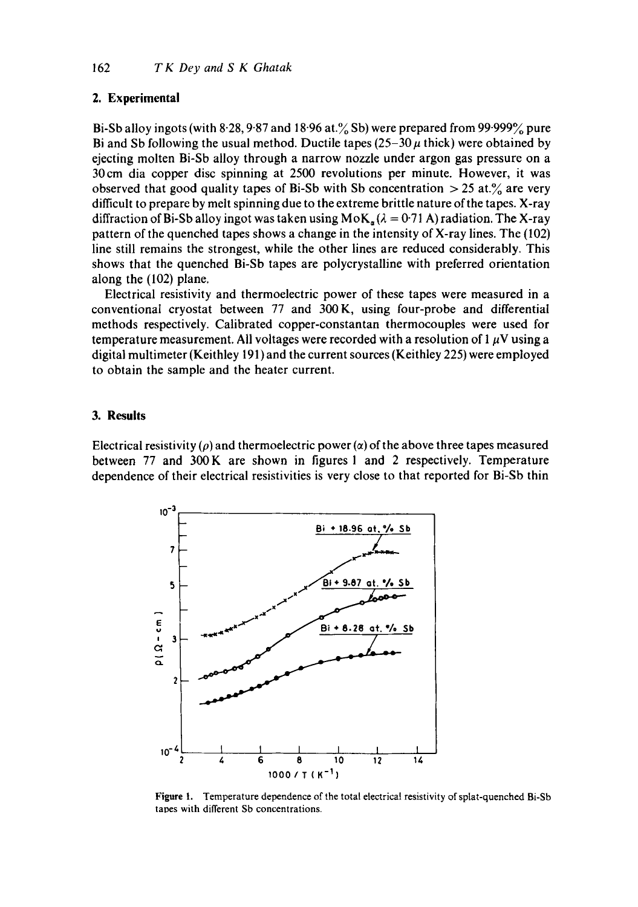## 2. Experimental

Bi-Sb alloy ingots (with 8·28, 9·87 and 18·96 at.% Sb) were prepared from 99·999% pure Bi and Sb following the usual method. Ductile tapes (25–30 $\mu$ thick) were obtained by ejecting molten Bi-Sb alloy through a narrow nozzle under argon gas pressure on a 30 cm dia copper disc spinning at 2500 revolutions per minute. However, it was observed that good quality tapes of Bi-Sb with Sb concentration > 25 at.% are very difficult to prepare by melt spinning due to the extreme brittle nature of the tapes. X-ray diffraction of Bi-Sb alloy ingot was taken using Mo$K_\alpha$ ($\lambda$ = 0·71 Å) radiation. The X-ray pattern of the quenched tapes shows a change in the intensity of X-ray lines. The (102) line still remains the strongest, while the other lines are reduced considerably. This shows that the quenched Bi-Sb tapes are polycrystalline with preferred orientation along the (102) plane.

Electrical resistivity and thermoelectric power of these tapes were measured in a conventional cryostat between 77 and 300 K, using four-probe and differential methods respectively. Calibrated copper-constantan thermocouples were used for temperature measurement. All voltages were recorded with a resolution of 1 $\mu$V using a digital multimeter (Keithley 191) and the current sources (Keithley 225) were employed to obtain the sample and the heater current.

## 3. Results

Electrical resistivity ($\rho$) and thermoelectric power ($\alpha$) of the above three tapes measured between 77 and 300 K are shown in figures 1 and 2 respectively. Temperature dependence of their electrical resistivities is very close to that reported for Bi-Sb thin

Figure 1. Temperature dependence of the total electrical resistivity of splat-quenched Bi-Sb tapes with different Sb concentrations.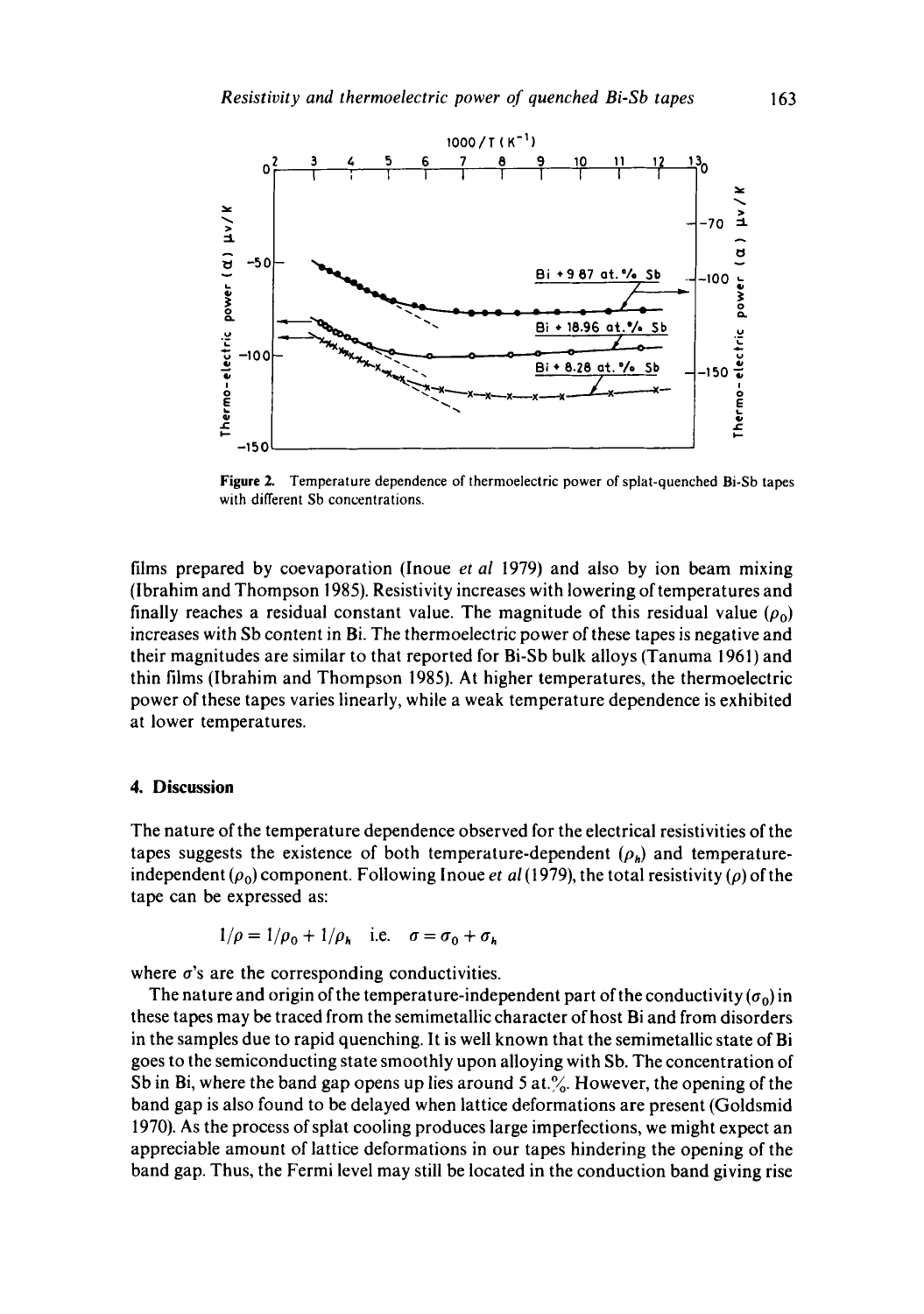Figure 2. Temperature dependence of thermoelectric power of splat-quenched Bi-Sb tapes with different Sb concentrations.

films prepared by coevaporation (Inoue *et al* 1979) and also by ion beam mixing (Ibrahim and Thompson 1985). Resistivity increases with lowering of temperatures and finally reaches a residual constant value. The magnitude of this residual value ($\rho_0$) increases with Sb content in Bi. The thermoelectric power of these tapes is negative and their magnitudes are similar to that reported for Bi-Sb bulk alloys (Tanuma 1961) and thin films (Ibrahim and Thompson 1985). At higher temperatures, the thermoelectric power of these tapes varies linearly, while a weak temperature dependence is exhibited at lower temperatures.

## 4. Discussion

The nature of the temperature dependence observed for the electrical resistivities of the tapes suggests the existence of both temperature-dependent ($\rho_h$) and temperature-independent ($\rho_0$) component. Following Inoue *et al* (1979), the total resistivity ($\rho$) of the tape can be expressed as:

$$1/\rho = 1/\rho_0 + 1/\rho_h \quad \text{i.e.} \quad \sigma = \sigma_0 + \sigma_h$$

where $\sigma$'s are the corresponding conductivities.

The nature and origin of the temperature-independent part of the conductivity ($\sigma_0$) in these tapes may be traced from the semimetallic character of host Bi and from disorders in the samples due to rapid quenching. It is well known that the semimetallic state of Bi goes to the semiconducting state smoothly upon alloying with Sb. The concentration of Sb in Bi, where the band gap opens up lies around 5 at.%. However, the opening of the band gap is also found to be delayed when lattice deformations are present (Goldsmid 1970). As the process of splat cooling produces large imperfections, we might expect an appreciable amount of lattice deformations in our tapes hindering the opening of the band gap. Thus, the Fermi level may still be located in the conduction band giving rise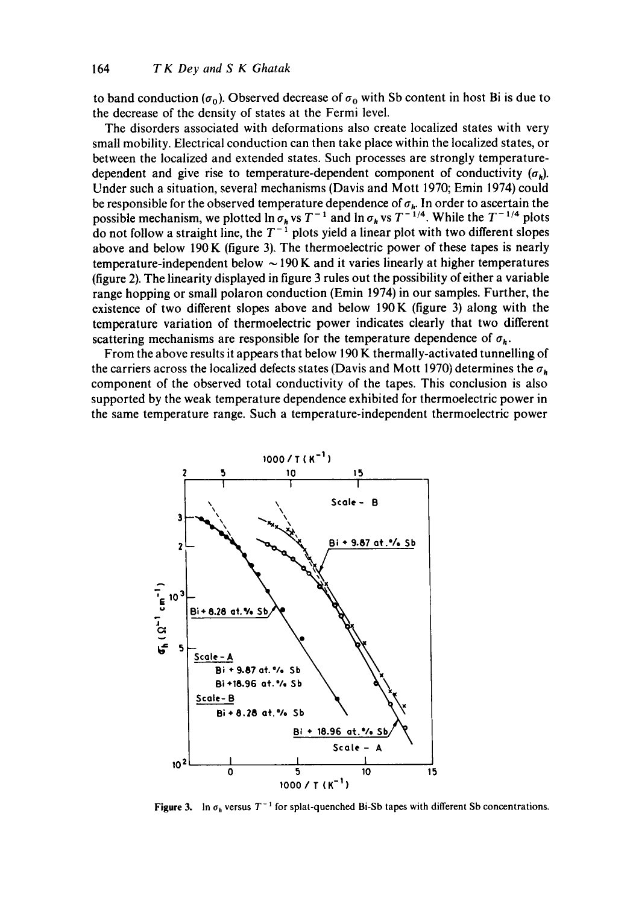to band conduction ($\sigma_0$). Observed decrease of $\sigma_0$ with Sb content in host Bi is due to the decrease of the density of states at the Fermi level.

The disorders associated with deformations also create localized states with very small mobility. Electrical conduction can then take place within the localized states, or between the localized and extended states. Such processes are strongly temperature-dependent and give rise to temperature-dependent component of conductivity ($\sigma_h$). Under such a situation, several mechanisms (Davis and Mott 1970; Emin 1974) could be responsible for the observed temperature dependence of $\sigma_h$. In order to ascertain the possible mechanism, we plotted $\ln \sigma_h$ vs $T^{-1}$ and $\ln \sigma_h$ vs $T^{-1/4}$. While the $T^{-1/4}$ plots do not follow a straight line, the $T^{-1}$ plots yield a linear plot with two different slopes above and below 190 K (figure 3). The thermoelectric power of these tapes is nearly temperature-independent below $\sim 190$ K and it varies linearly at higher temperatures (figure 2). The linearity displayed in figure 3 rules out the possibility of either a variable range hopping or small polaron conduction (Emin 1974) in our samples. Further, the existence of two different slopes above and below 190 K (figure 3) along with the temperature variation of thermoelectric power indicates clearly that two different scattering mechanisms are responsible for the temperature dependence of $\sigma_h$.

From the above results it appears that below 190 K thermally-activated tunnelling of the carriers across the localized defects states (Davis and Mott 1970) determines the $\sigma_h$ component of the observed total conductivity of the tapes. This conclusion is also supported by the weak temperature dependence exhibited for thermoelectric power in the same temperature range. Such a temperature-independent thermoelectric power

**Figure 3.** $\ln \sigma_h$ versus $T^{-1}$ for splat-quenched Bi-Sb tapes with different Sb concentrations.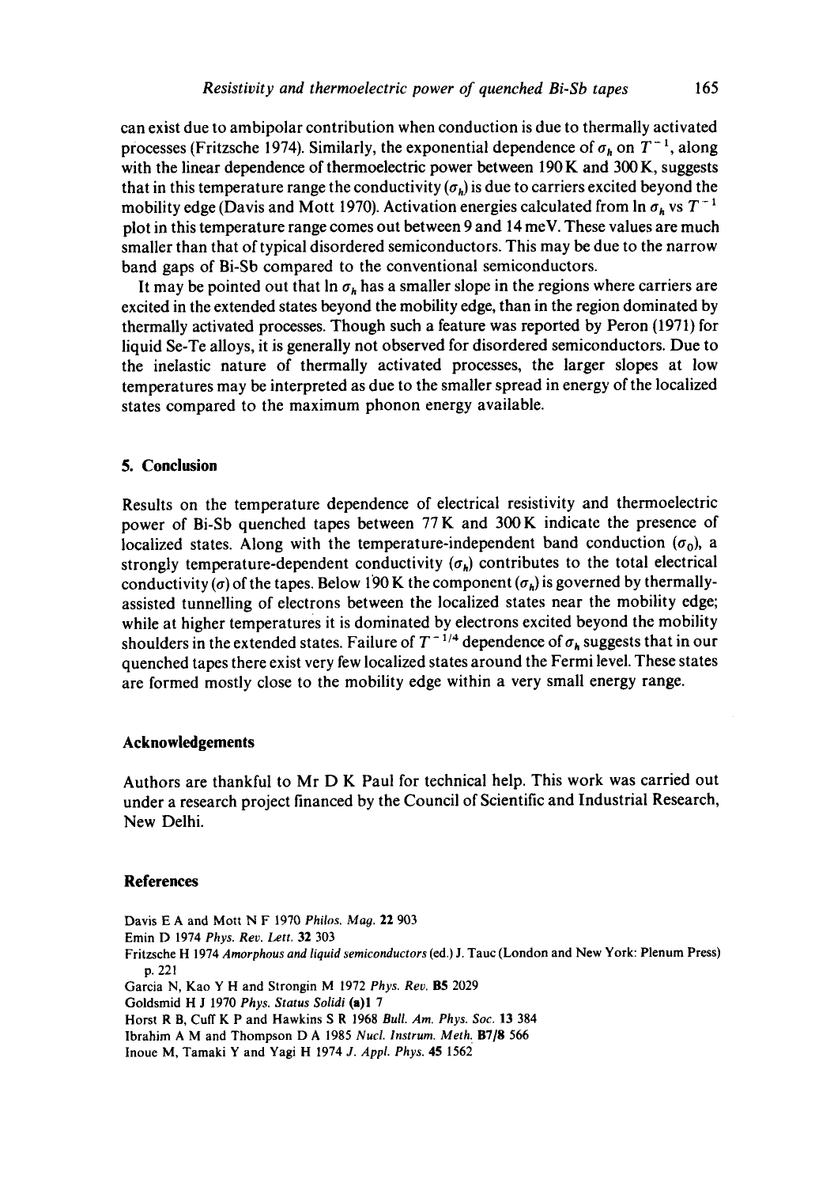can exist due to ambipolar contribution when conduction is due to thermally activated processes (Fritzsche 1974). Similarly, the exponential dependence of $\sigma_h$ on $T^{-1}$, along with the linear dependence of thermoelectric power between 190 K and 300 K, suggests that in this temperature range the conductivity ($\sigma_h$) is due to carriers excited beyond the mobility edge (Davis and Mott 1970). Activation energies calculated from $\ln \sigma_h$ vs $T^{-1}$ plot in this temperature range comes out between 9 and 14 meV. These values are much smaller than that of typical disordered semiconductors. This may be due to the narrow band gaps of Bi-Sb compared to the conventional semiconductors.

It may be pointed out that $\ln \sigma_h$ has a smaller slope in the regions where carriers are excited in the extended states beyond the mobility edge, than in the region dominated by thermally activated processes. Though such a feature was reported by Peron (1971) for liquid Se-Te alloys, it is generally not observed for disordered semiconductors. Due to the inelastic nature of thermally activated processes, the larger slopes at low temperatures may be interpreted as due to the smaller spread in energy of the localized states compared to the maximum phonon energy available.

## 5. Conclusion

Results on the temperature dependence of electrical resistivity and thermoelectric power of Bi-Sb quenched tapes between 77 K and 300 K indicate the presence of localized states. Along with the temperature-independent band conduction ($\sigma_0$), a strongly temperature-dependent conductivity ($\sigma_h$) contributes to the total electrical conductivity ($\sigma$) of the tapes. Below 190 K the component ($\sigma_h$) is governed by thermally-assisted tunnelling of electrons between the localized states near the mobility edge; while at higher temperatures it is dominated by electrons excited beyond the mobility shoulders in the extended states. Failure of $T^{-1/4}$ dependence of $\sigma_h$ suggests that in our quenched tapes there exist very few localized states around the Fermi level. These states are formed mostly close to the mobility edge within a very small energy range.

## Acknowledgements

Authors are thankful to Mr D K Paul for technical help. This work was carried out under a research project financed by the Council of Scientific and Industrial Research, New Delhi.

## References

Davis E A and Mott N F 1970 *Philos. Mag.* **22** 903

Emin D 1974 *Phys. Rev. Lett.* **32** 303

Fritzsche H 1974 *Amorphous and liquid semiconductors* (ed.) J. Tauc (London and New York: Plenum Press) p. 221

Garcia N, Kao Y H and Strongin M 1972 *Phys. Rev.* **B5** 2029

Goldsmid H J 1970 *Phys. Status Solidi* **(a)1** 7

Horst R B, Cuff K P and Hawkins S R 1968 *Bull. Am. Phys. Soc.* **13** 384

Ibrahim A M and Thompson D A 1985 *Nucl. Instrum. Meth.* **B7/8** 566

Inoue M, Tamaki Y and Yagi H 1974 *J. Appl. Phys.* **45** 1562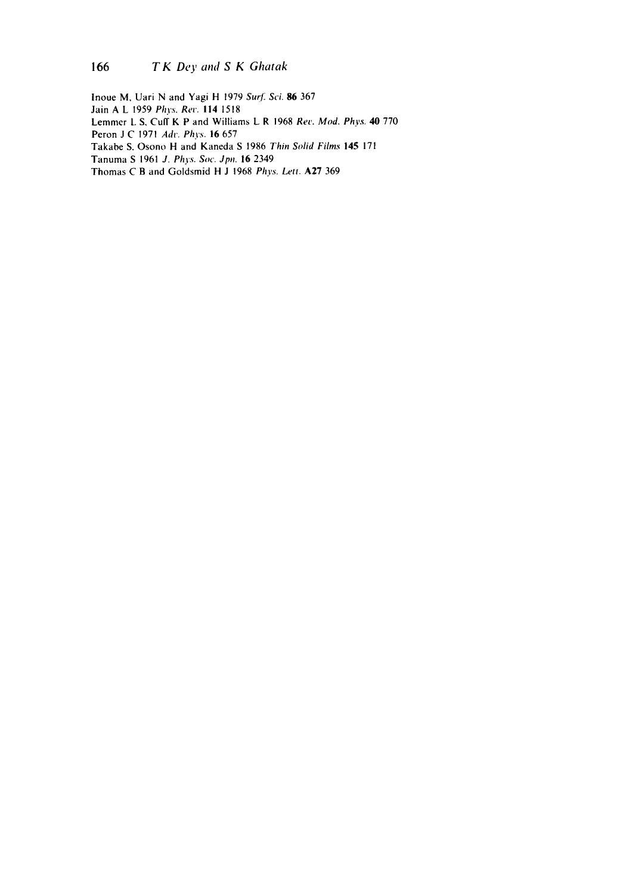Inoue M, Uari N and Yagi H 1979 *Surf. Sci.* **86** 367

Jain A L 1959 *Phys. Rev.* **114** 1518

Lemmer L S, Cuff K P and Williams L R 1968 *Rev. Mod. Phys.* **40** 770

Peron J C 1971 *Adv. Phys.* **16** 657

Takabe S, Osono H and Kaneda S 1986 *Thin Solid Films* **145** 171

Tanuma S 1961 *J. Phys. Soc. Jpn.* **16** 2349

Thomas C B and Goldsmid H J 1968 *Phys. Lett.* **A27** 369